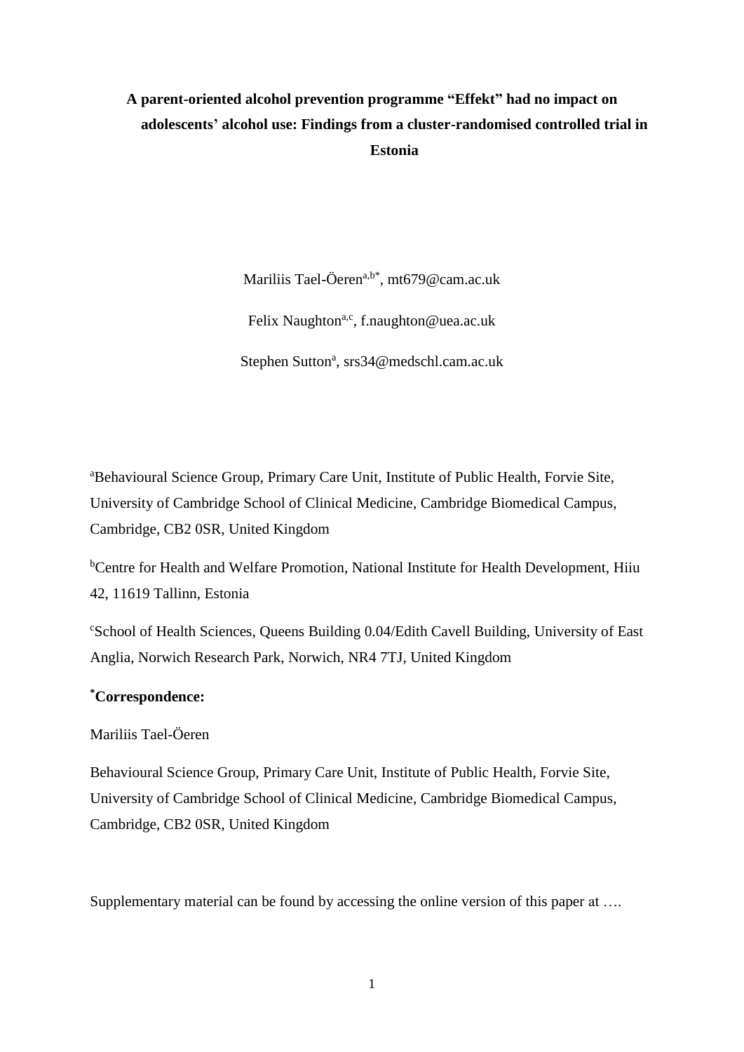# A parent-oriented alcohol prevention programme "Effekt" had no impact on adolescents' alcohol use: Findings from a cluster-randomised controlled trial in Estonia

Mariliis Tael-Öeren[a,b*], mt679@cam.ac.uk

Felix Naughton[a,c], f.naughton@uea.ac.uk

Stephen Sutton[a], srs34@medschl.cam.ac.uk

[a]Behavioural Science Group, Primary Care Unit, Institute of Public Health, Forvie Site, University of Cambridge School of Clinical Medicine, Cambridge Biomedical Campus, Cambridge, CB2 0SR, United Kingdom

[b]Centre for Health and Welfare Promotion, National Institute for Health Development, Hiiu 42, 11619 Tallinn, Estonia

[c]School of Health Sciences, Queens Building 0.04/Edith Cavell Building, University of East Anglia, Norwich Research Park, Norwich, NR4 7TJ, United Kingdom

**[*]Correspondence:**

Mariliis Tael-Öeren

Behavioural Science Group, Primary Care Unit, Institute of Public Health, Forvie Site, University of Cambridge School of Clinical Medicine, Cambridge Biomedical Campus, Cambridge, CB2 0SR, United Kingdom

Supplementary material can be found by accessing the online version of this paper at ….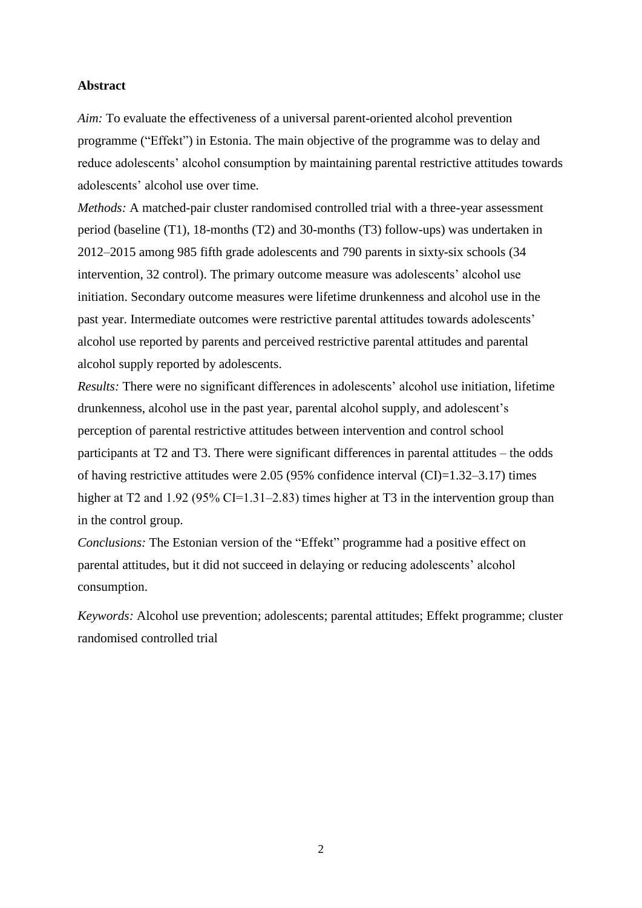**Abstract**

*Aim:* To evaluate the effectiveness of a universal parent-oriented alcohol prevention programme ("Effekt") in Estonia. The main objective of the programme was to delay and reduce adolescents' alcohol consumption by maintaining parental restrictive attitudes towards adolescents' alcohol use over time.

*Methods:* A matched-pair cluster randomised controlled trial with a three-year assessment period (baseline (T1), 18-months (T2) and 30-months (T3) follow-ups) was undertaken in 2012–2015 among 985 fifth grade adolescents and 790 parents in sixty-six schools (34 intervention, 32 control). The primary outcome measure was adolescents' alcohol use initiation. Secondary outcome measures were lifetime drunkenness and alcohol use in the past year. Intermediate outcomes were restrictive parental attitudes towards adolescents' alcohol use reported by parents and perceived restrictive parental attitudes and parental alcohol supply reported by adolescents.

*Results:* There were no significant differences in adolescents' alcohol use initiation, lifetime drunkenness, alcohol use in the past year, parental alcohol supply, and adolescent's perception of parental restrictive attitudes between intervention and control school participants at T2 and T3. There were significant differences in parental attitudes – the odds of having restrictive attitudes were 2.05 (95% confidence interval (CI)=1.32–3.17) times higher at T2 and 1.92 (95% CI=1.31–2.83) times higher at T3 in the intervention group than in the control group.

*Conclusions:* The Estonian version of the "Effekt" programme had a positive effect on parental attitudes, but it did not succeed in delaying or reducing adolescents' alcohol consumption.

*Keywords:* Alcohol use prevention; adolescents; parental attitudes; Effekt programme; cluster randomised controlled trial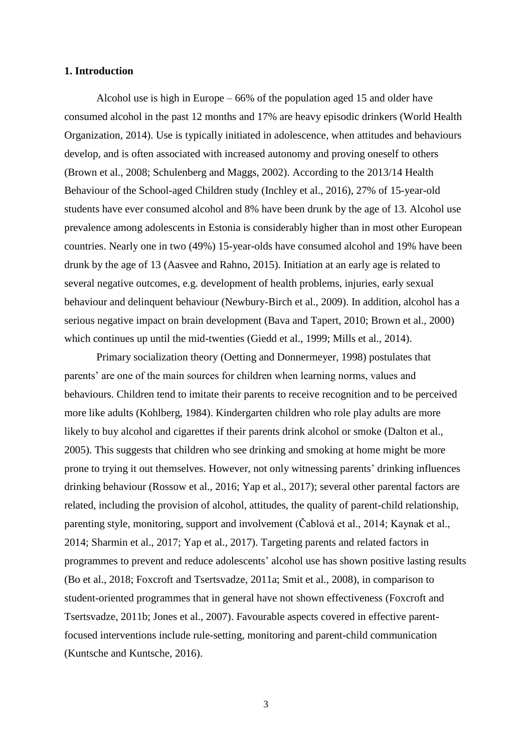## 1. Introduction

Alcohol use is high in Europe – 66% of the population aged 15 and older have consumed alcohol in the past 12 months and 17% are heavy episodic drinkers (World Health Organization, 2014). Use is typically initiated in adolescence, when attitudes and behaviours develop, and is often associated with increased autonomy and proving oneself to others (Brown et al., 2008; Schulenberg and Maggs, 2002). According to the 2013/14 Health Behaviour of the School-aged Children study (Inchley et al., 2016), 27% of 15-year-old students have ever consumed alcohol and 8% have been drunk by the age of 13. Alcohol use prevalence among adolescents in Estonia is considerably higher than in most other European countries. Nearly one in two (49%) 15-year-olds have consumed alcohol and 19% have been drunk by the age of 13 (Aasvee and Rahno, 2015). Initiation at an early age is related to several negative outcomes, e.g. development of health problems, injuries, early sexual behaviour and delinquent behaviour (Newbury-Birch et al., 2009). In addition, alcohol has a serious negative impact on brain development (Bava and Tapert, 2010; Brown et al., 2000) which continues up until the mid-twenties (Giedd et al., 1999; Mills et al., 2014).

Primary socialization theory (Oetting and Donnermeyer, 1998) postulates that parents' are one of the main sources for children when learning norms, values and behaviours. Children tend to imitate their parents to receive recognition and to be perceived more like adults (Kohlberg, 1984). Kindergarten children who role play adults are more likely to buy alcohol and cigarettes if their parents drink alcohol or smoke (Dalton et al., 2005). This suggests that children who see drinking and smoking at home might be more prone to trying it out themselves. However, not only witnessing parents' drinking influences drinking behaviour (Rossow et al., 2016; Yap et al., 2017); several other parental factors are related, including the provision of alcohol, attitudes, the quality of parent-child relationship, parenting style, monitoring, support and involvement (Čablová et al., 2014; Kaynak et al., 2014; Sharmin et al., 2017; Yap et al., 2017). Targeting parents and related factors in programmes to prevent and reduce adolescents' alcohol use has shown positive lasting results (Bo et al., 2018; Foxcroft and Tsertsvadze, 2011a; Smit et al., 2008), in comparison to student-oriented programmes that in general have not shown effectiveness (Foxcroft and Tsertsvadze, 2011b; Jones et al., 2007). Favourable aspects covered in effective parent-focused interventions include rule-setting, monitoring and parent-child communication (Kuntsche and Kuntsche, 2016).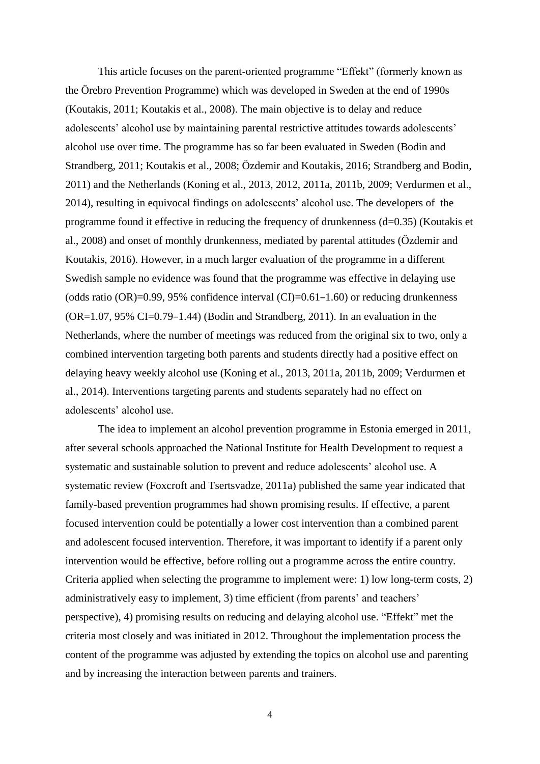This article focuses on the parent-oriented programme “Effekt” (formerly known as the Örebro Prevention Programme) which was developed in Sweden at the end of 1990s (Koutakis, 2011; Koutakis et al., 2008). The main objective is to delay and reduce adolescents’ alcohol use by maintaining parental restrictive attitudes towards adolescents’ alcohol use over time. The programme has so far been evaluated in Sweden (Bodin and Strandberg, 2011; Koutakis et al., 2008; Özdemir and Koutakis, 2016; Strandberg and Bodin, 2011) and the Netherlands (Koning et al., 2013, 2012, 2011a, 2011b, 2009; Verdurmen et al., 2014), resulting in equivocal findings on adolescents’ alcohol use. The developers of the programme found it effective in reducing the frequency of drunkenness (d=0.35) (Koutakis et al., 2008) and onset of monthly drunkenness, mediated by parental attitudes (Özdemir and Koutakis, 2016). However, in a much larger evaluation of the programme in a different Swedish sample no evidence was found that the programme was effective in delaying use (odds ratio (OR)=0.99, 95% confidence interval (CI)=0.61–1.60) or reducing drunkenness (OR=1.07, 95% CI=0.79–1.44) (Bodin and Strandberg, 2011). In an evaluation in the Netherlands, where the number of meetings was reduced from the original six to two, only a combined intervention targeting both parents and students directly had a positive effect on delaying heavy weekly alcohol use (Koning et al., 2013, 2011a, 2011b, 2009; Verdurmen et al., 2014). Interventions targeting parents and students separately had no effect on adolescents’ alcohol use.

The idea to implement an alcohol prevention programme in Estonia emerged in 2011, after several schools approached the National Institute for Health Development to request a systematic and sustainable solution to prevent and reduce adolescents’ alcohol use. A systematic review (Foxcroft and Tsertsvadze, 2011a) published the same year indicated that family-based prevention programmes had shown promising results. If effective, a parent focused intervention could be potentially a lower cost intervention than a combined parent and adolescent focused intervention. Therefore, it was important to identify if a parent only intervention would be effective, before rolling out a programme across the entire country. Criteria applied when selecting the programme to implement were: 1) low long-term costs, 2) administratively easy to implement, 3) time efficient (from parents’ and teachers’ perspective), 4) promising results on reducing and delaying alcohol use. “Effekt” met the criteria most closely and was initiated in 2012. Throughout the implementation process the content of the programme was adjusted by extending the topics on alcohol use and parenting and by increasing the interaction between parents and trainers.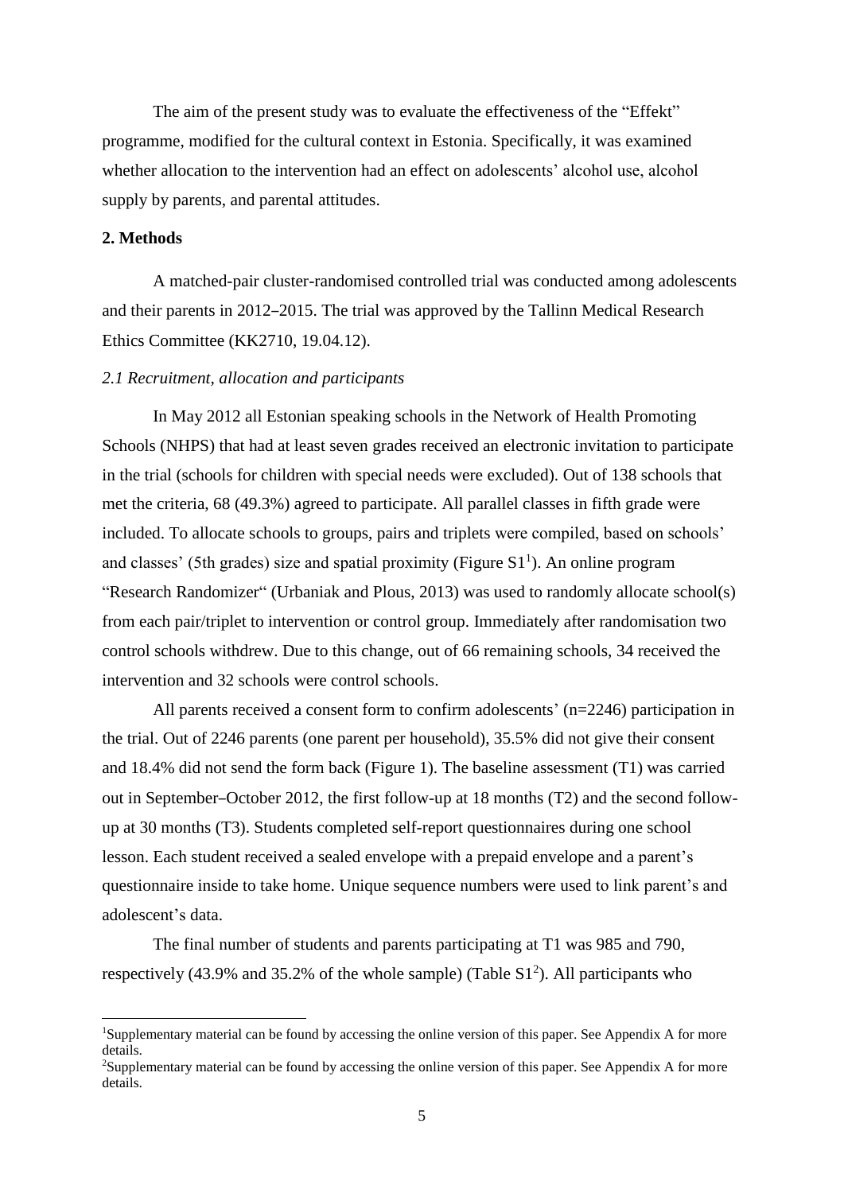The aim of the present study was to evaluate the effectiveness of the "Effekt" programme, modified for the cultural context in Estonia. Specifically, it was examined whether allocation to the intervention had an effect on adolescents' alcohol use, alcohol supply by parents, and parental attitudes.

## 2. Methods

A matched-pair cluster-randomised controlled trial was conducted among adolescents and their parents in 2012–2015. The trial was approved by the Tallinn Medical Research Ethics Committee (KK2710, 19.04.12).

### *2.1 Recruitment, allocation and participants*

In May 2012 all Estonian speaking schools in the Network of Health Promoting Schools (NHPS) that had at least seven grades received an electronic invitation to participate in the trial (schools for children with special needs were excluded). Out of 138 schools that met the criteria, 68 (49.3%) agreed to participate. All parallel classes in fifth grade were included. To allocate schools to groups, pairs and triplets were compiled, based on schools' and classes' (5th grades) size and spatial proximity (Figure S1[1]). An online program "Research Randomizer" (Urbaniak and Plous, 2013) was used to randomly allocate school(s) from each pair/triplet to intervention or control group. Immediately after randomisation two control schools withdrew. Due to this change, out of 66 remaining schools, 34 received the intervention and 32 schools were control schools.

All parents received a consent form to confirm adolescents' (n=2246) participation in the trial. Out of 2246 parents (one parent per household), 35.5% did not give their consent and 18.4% did not send the form back (Figure 1). The baseline assessment (T1) was carried out in September–October 2012, the first follow-up at 18 months (T2) and the second follow-up at 30 months (T3). Students completed self-report questionnaires during one school lesson. Each student received a sealed envelope with a prepaid envelope and a parent's questionnaire inside to take home. Unique sequence numbers were used to link parent's and adolescent's data.

The final number of students and parents participating at T1 was 985 and 790, respectively (43.9% and 35.2% of the whole sample) (Table S1[2]). All participants who

---

[1]Supplementary material can be found by accessing the online version of this paper. See Appendix A for more details.

[2]Supplementary material can be found by accessing the online version of this paper. See Appendix A for more details.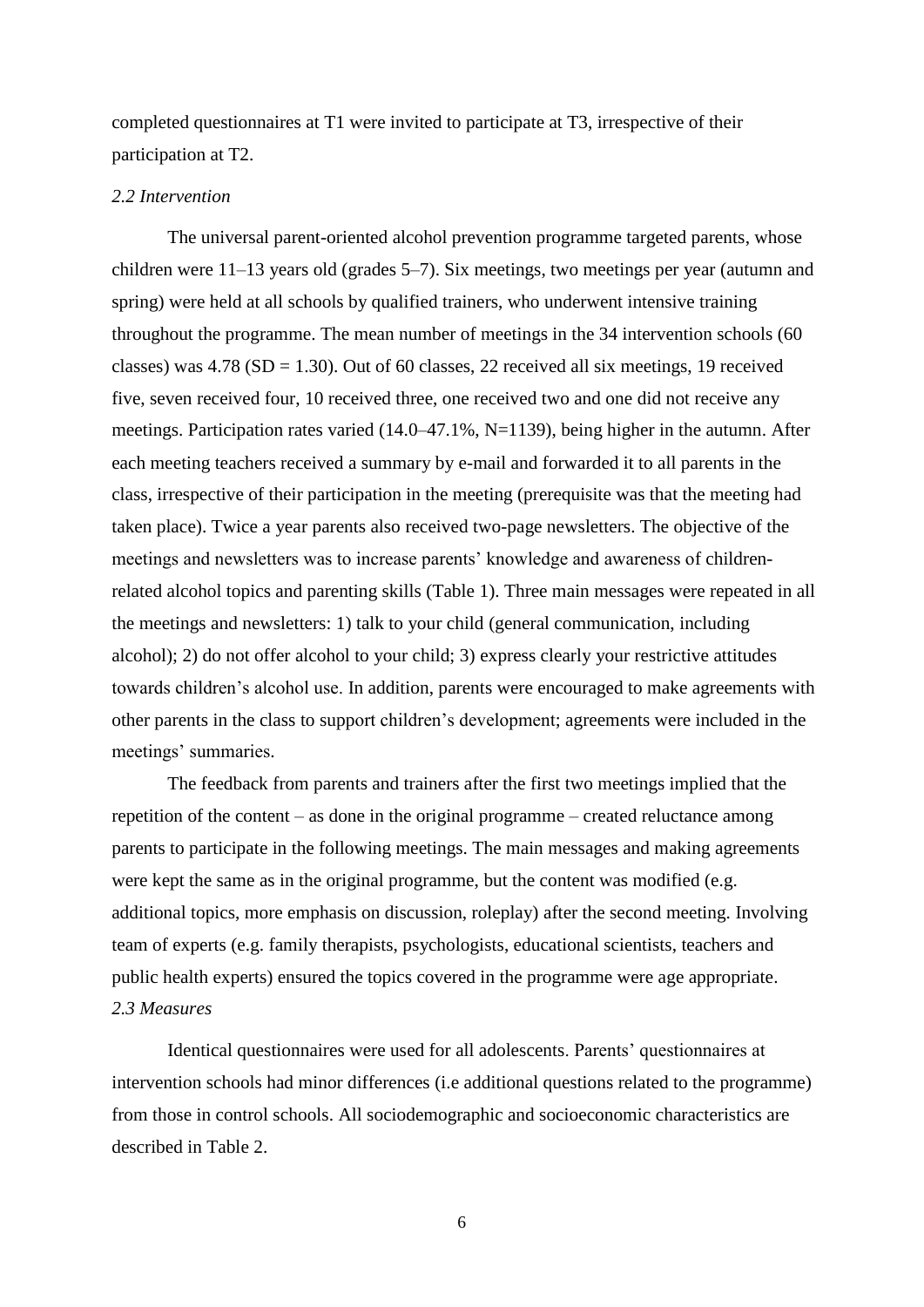completed questionnaires at T1 were invited to participate at T3, irrespective of their participation at T2.

### *2.2 Intervention*

The universal parent-oriented alcohol prevention programme targeted parents, whose children were 11–13 years old (grades 5–7). Six meetings, two meetings per year (autumn and spring) were held at all schools by qualified trainers, who underwent intensive training throughout the programme. The mean number of meetings in the 34 intervention schools (60 classes) was 4.78 (SD = 1.30). Out of 60 classes, 22 received all six meetings, 19 received five, seven received four, 10 received three, one received two and one did not receive any meetings. Participation rates varied (14.0–47.1%, N=1139), being higher in the autumn. After each meeting teachers received a summary by e-mail and forwarded it to all parents in the class, irrespective of their participation in the meeting (prerequisite was that the meeting had taken place). Twice a year parents also received two-page newsletters. The objective of the meetings and newsletters was to increase parents' knowledge and awareness of children-related alcohol topics and parenting skills (Table 1). Three main messages were repeated in all the meetings and newsletters: 1) talk to your child (general communication, including alcohol); 2) do not offer alcohol to your child; 3) express clearly your restrictive attitudes towards children's alcohol use. In addition, parents were encouraged to make agreements with other parents in the class to support children's development; agreements were included in the meetings' summaries.

The feedback from parents and trainers after the first two meetings implied that the repetition of the content – as done in the original programme – created reluctance among parents to participate in the following meetings. The main messages and making agreements were kept the same as in the original programme, but the content was modified (e.g. additional topics, more emphasis on discussion, roleplay) after the second meeting. Involving team of experts (e.g. family therapists, psychologists, educational scientists, teachers and public health experts) ensured the topics covered in the programme were age appropriate.

### *2.3 Measures*

Identical questionnaires were used for all adolescents. Parents' questionnaires at intervention schools had minor differences (i.e additional questions related to the programme) from those in control schools. All sociodemographic and socioeconomic characteristics are described in Table 2.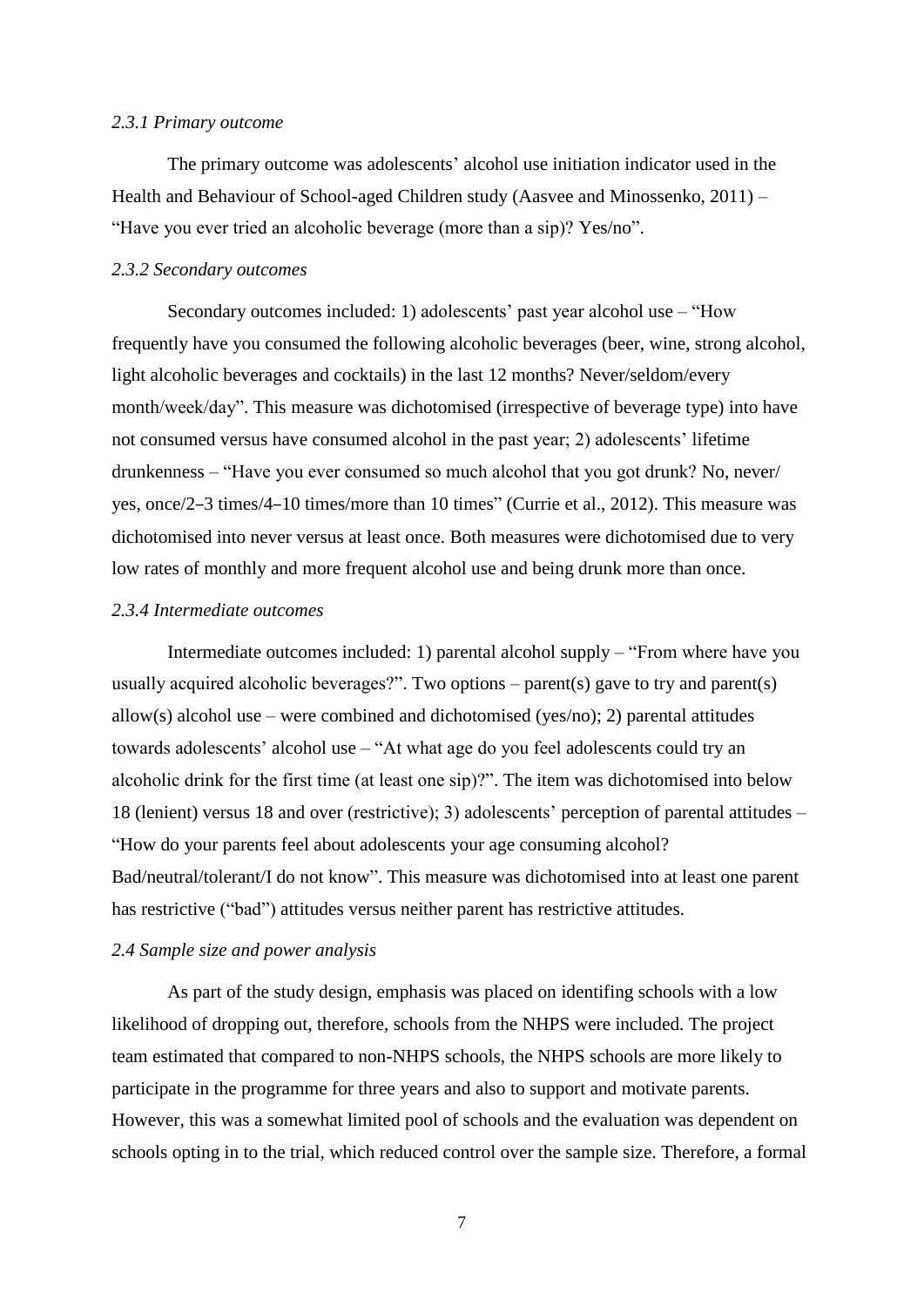### *2.3.1 Primary outcome*

The primary outcome was adolescents' alcohol use initiation indicator used in the Health and Behaviour of School-aged Children study (Aasvee and Minossenko, 2011) – "Have you ever tried an alcoholic beverage (more than a sip)? Yes/no".

### *2.3.2 Secondary outcomes*

Secondary outcomes included: 1) adolescents' past year alcohol use – "How frequently have you consumed the following alcoholic beverages (beer, wine, strong alcohol, light alcoholic beverages and cocktails) in the last 12 months? Never/seldom/every month/week/day". This measure was dichotomised (irrespective of beverage type) into have not consumed versus have consumed alcohol in the past year; 2) adolescents' lifetime drunkenness – "Have you ever consumed so much alcohol that you got drunk? No, never/ yes, once/2–3 times/4–10 times/more than 10 times" (Currie et al., 2012). This measure was dichotomised into never versus at least once. Both measures were dichotomised due to very low rates of monthly and more frequent alcohol use and being drunk more than once.

### *2.3.4 Intermediate outcomes*

Intermediate outcomes included: 1) parental alcohol supply – "From where have you usually acquired alcoholic beverages?". Two options – parent(s) gave to try and parent(s) allow(s) alcohol use – were combined and dichotomised (yes/no); 2) parental attitudes towards adolescents' alcohol use – "At what age do you feel adolescents could try an alcoholic drink for the first time (at least one sip)?". The item was dichotomised into below 18 (lenient) versus 18 and over (restrictive); 3) adolescents' perception of parental attitudes – "How do your parents feel about adolescents your age consuming alcohol? Bad/neutral/tolerant/I do not know". This measure was dichotomised into at least one parent has restrictive ("bad") attitudes versus neither parent has restrictive attitudes.

### *2.4 Sample size and power analysis*

As part of the study design, emphasis was placed on identifing schools with a low likelihood of dropping out, therefore, schools from the NHPS were included. The project team estimated that compared to non-NHPS schools, the NHPS schools are more likely to participate in the programme for three years and also to support and motivate parents. However, this was a somewhat limited pool of schools and the evaluation was dependent on schools opting in to the trial, which reduced control over the sample size. Therefore, a formal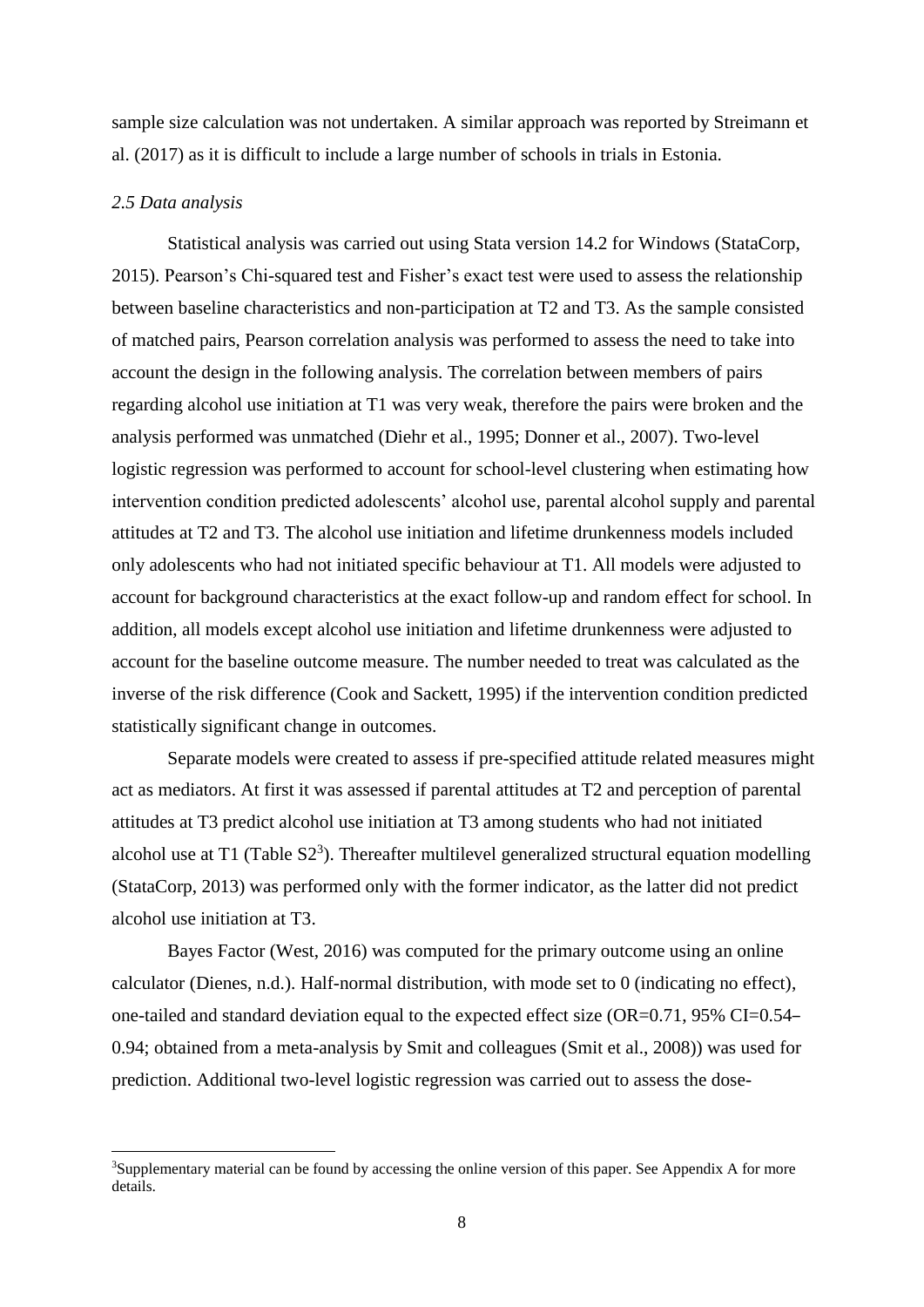sample size calculation was not undertaken. A similar approach was reported by Streimann et al. (2017) as it is difficult to include a large number of schools in trials in Estonia.

### *2.5 Data analysis*

Statistical analysis was carried out using Stata version 14.2 for Windows (StataCorp, 2015). Pearson's Chi-squared test and Fisher's exact test were used to assess the relationship between baseline characteristics and non-participation at T2 and T3. As the sample consisted of matched pairs, Pearson correlation analysis was performed to assess the need to take into account the design in the following analysis. The correlation between members of pairs regarding alcohol use initiation at T1 was very weak, therefore the pairs were broken and the analysis performed was unmatched (Diehr et al., 1995; Donner et al., 2007). Two-level logistic regression was performed to account for school-level clustering when estimating how intervention condition predicted adolescents' alcohol use, parental alcohol supply and parental attitudes at T2 and T3. The alcohol use initiation and lifetime drunkenness models included only adolescents who had not initiated specific behaviour at T1. All models were adjusted to account for background characteristics at the exact follow-up and random effect for school. In addition, all models except alcohol use initiation and lifetime drunkenness were adjusted to account for the baseline outcome measure. The number needed to treat was calculated as the inverse of the risk difference (Cook and Sackett, 1995) if the intervention condition predicted statistically significant change in outcomes.

Separate models were created to assess if pre-specified attitude related measures might act as mediators. At first it was assessed if parental attitudes at T2 and perception of parental attitudes at T3 predict alcohol use initiation at T3 among students who had not initiated alcohol use at T1 (Table S2[3]). Thereafter multilevel generalized structural equation modelling (StataCorp, 2013) was performed only with the former indicator, as the latter did not predict alcohol use initiation at T3.

Bayes Factor (West, 2016) was computed for the primary outcome using an online calculator (Dienes, n.d.). Half-normal distribution, with mode set to 0 (indicating no effect), one-tailed and standard deviation equal to the expected effect size (OR=0.71, 95% CI=0.54–0.94; obtained from a meta-analysis by Smit and colleagues (Smit et al., 2008)) was used for prediction. Additional two-level logistic regression was carried out to assess the dose-

[3] Supplementary material can be found by accessing the online version of this paper. See Appendix A for more details.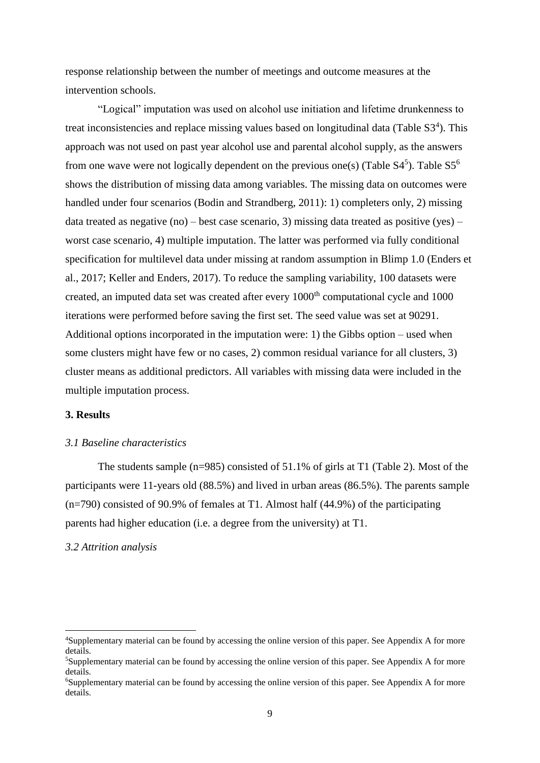response relationship between the number of meetings and outcome measures at the intervention schools.

"Logical" imputation was used on alcohol use initiation and lifetime drunkenness to treat inconsistencies and replace missing values based on longitudinal data (Table S3[4]). This approach was not used on past year alcohol use and parental alcohol supply, as the answers from one wave were not logically dependent on the previous one(s) (Table S4[5]). Table S5[6] shows the distribution of missing data among variables. The missing data on outcomes were handled under four scenarios (Bodin and Strandberg, 2011): 1) completers only, 2) missing data treated as negative (no) – best case scenario, 3) missing data treated as positive (yes) – worst case scenario, 4) multiple imputation. The latter was performed via fully conditional specification for multilevel data under missing at random assumption in Blimp 1.0 (Enders et al., 2017; Keller and Enders, 2017). To reduce the sampling variability, 100 datasets were created, an imputed data set was created after every 1000$^{th}$ computational cycle and 1000 iterations were performed before saving the first set. The seed value was set at 90291. Additional options incorporated in the imputation were: 1) the Gibbs option – used when some clusters might have few or no cases, 2) common residual variance for all clusters, 3) cluster means as additional predictors. All variables with missing data were included in the multiple imputation process.

## 3. Results

### *3.1 Baseline characteristics*

The students sample (n=985) consisted of 51.1% of girls at T1 (Table 2). Most of the participants were 11-years old (88.5%) and lived in urban areas (86.5%). The parents sample (n=790) consisted of 90.9% of females at T1. Almost half (44.9%) of the participating parents had higher education (i.e. a degree from the university) at T1.

### *3.2 Attrition analysis*

[4]Supplementary material can be found by accessing the online version of this paper. See Appendix A for more details.

[5]Supplementary material can be found by accessing the online version of this paper. See Appendix A for more details.

[6]Supplementary material can be found by accessing the online version of this paper. See Appendix A for more details.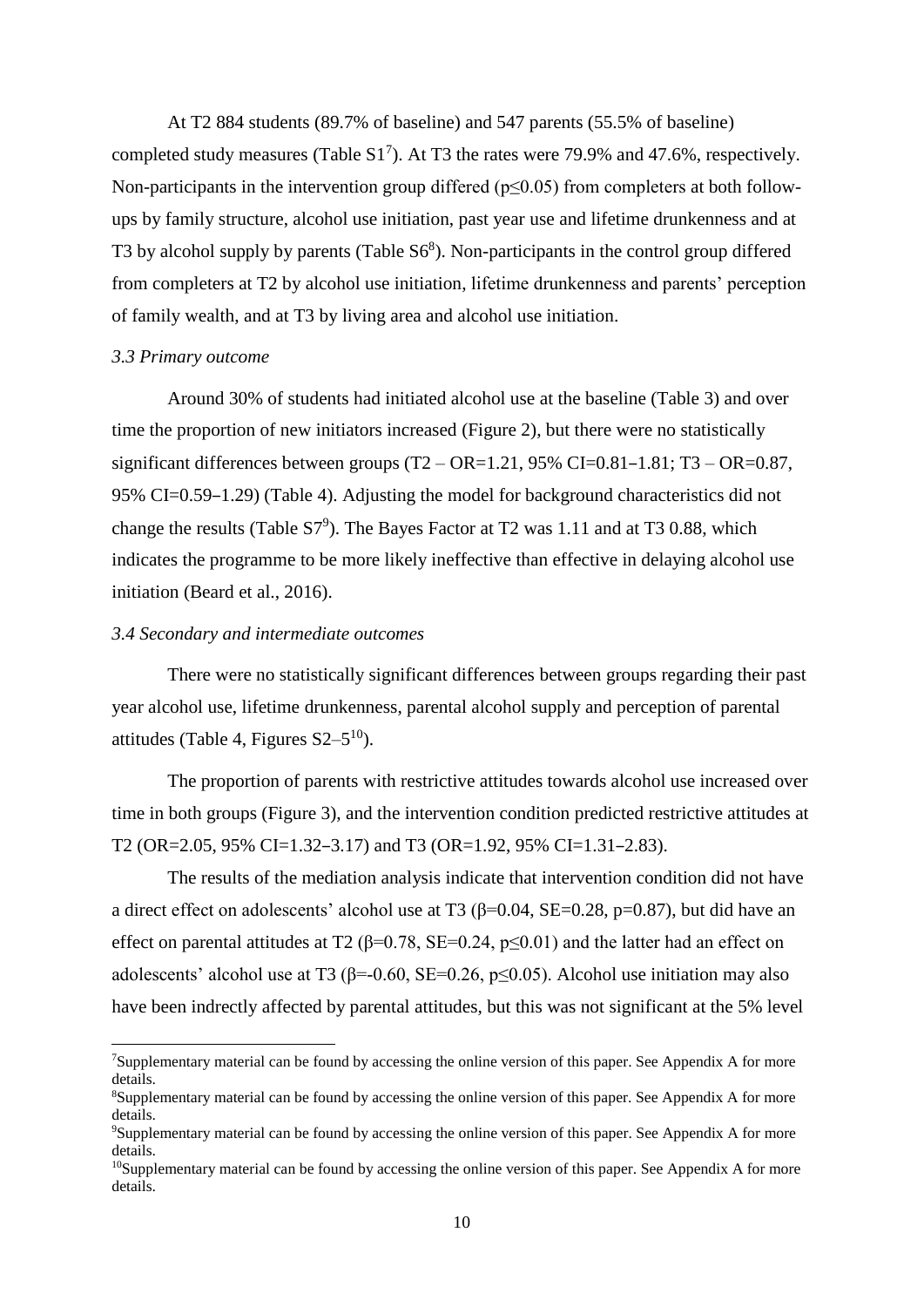At T2 884 students (89.7% of baseline) and 547 parents (55.5% of baseline) completed study measures (Table S1[7]). At T3 the rates were 79.9% and 47.6%, respectively. Non-participants in the intervention group differed ($p \leq 0.05$) from completers at both follow-ups by family structure, alcohol use initiation, past year use and lifetime drunkenness and at T3 by alcohol supply by parents (Table S6[8]). Non-participants in the control group differed from completers at T2 by alcohol use initiation, lifetime drunkenness and parents' perception of family wealth, and at T3 by living area and alcohol use initiation.

### *3.3 Primary outcome*

Around 30% of students had initiated alcohol use at the baseline (Table 3) and over time the proportion of new initiators increased (Figure 2), but there were no statistically significant differences between groups (T2 – OR=1.21, 95% CI=0.81–1.81; T3 – OR=0.87, 95% CI=0.59–1.29) (Table 4). Adjusting the model for background characteristics did not change the results (Table S7[9]). The Bayes Factor at T2 was 1.11 and at T3 0.88, which indicates the programme to be more likely ineffective than effective in delaying alcohol use initiation (Beard et al., 2016).

### *3.4 Secondary and intermediate outcomes*

There were no statistically significant differences between groups regarding their past year alcohol use, lifetime drunkenness, parental alcohol supply and perception of parental attitudes (Table 4, Figures S2–5[10]).

The proportion of parents with restrictive attitudes towards alcohol use increased over time in both groups (Figure 3), and the intervention condition predicted restrictive attitudes at T2 (OR=2.05, 95% CI=1.32–3.17) and T3 (OR=1.92, 95% CI=1.31–2.83).

The results of the mediation analysis indicate that intervention condition did not have a direct effect on adolescents' alcohol use at T3 ($\beta$=0.04, SE=0.28, p=0.87), but did have an effect on parental attitudes at T2 ($\beta$=0.78, SE=0.24, $p \leq 0.01$) and the latter had an effect on adolescents' alcohol use at T3 ($\beta$=-0.60, SE=0.26, $p \leq 0.05$). Alcohol use initiation may also have been indrectly affected by parental attitudes, but this was not significant at the 5% level

[7]Supplementary material can be found by accessing the online version of this paper. See Appendix A for more details.

[8]Supplementary material can be found by accessing the online version of this paper. See Appendix A for more details.

[9]Supplementary material can be found by accessing the online version of this paper. See Appendix A for more details.

[10]Supplementary material can be found by accessing the online version of this paper. See Appendix A for more details.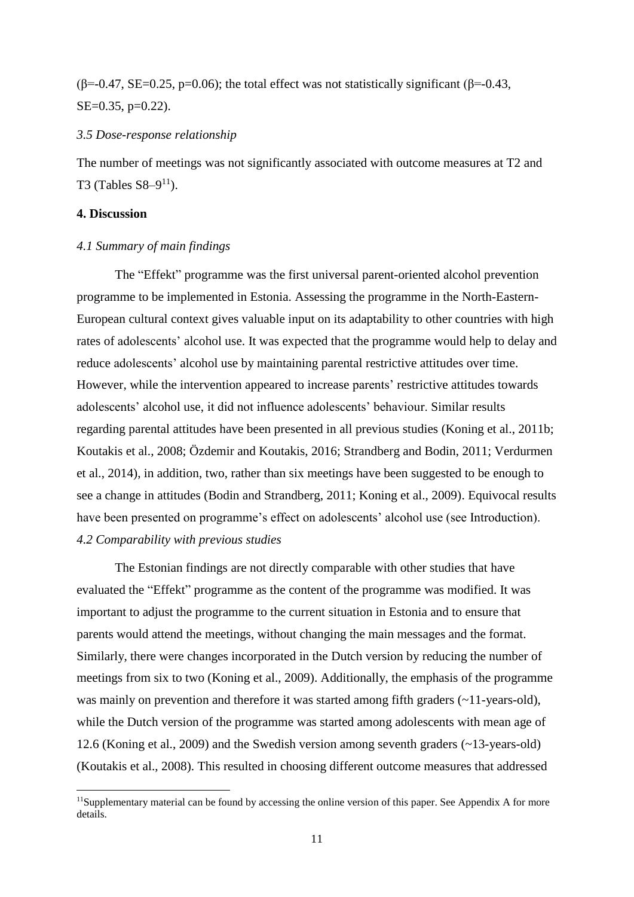($\beta$=-0.47, SE=0.25, p=0.06); the total effect was not statistically significant ($\beta$=-0.43, SE=0.35, p=0.22).

### *3.5 Dose-response relationship*

The number of meetings was not significantly associated with outcome measures at T2 and T3 (Tables S8–9[11]).

## 4. Discussion

### *4.1 Summary of main findings*

The "Effekt" programme was the first universal parent-oriented alcohol prevention programme to be implemented in Estonia. Assessing the programme in the North-Eastern-European cultural context gives valuable input on its adaptability to other countries with high rates of adolescents' alcohol use. It was expected that the programme would help to delay and reduce adolescents' alcohol use by maintaining parental restrictive attitudes over time. However, while the intervention appeared to increase parents' restrictive attitudes towards adolescents' alcohol use, it did not influence adolescents' behaviour. Similar results regarding parental attitudes have been presented in all previous studies (Koning et al., 2011b; Koutakis et al., 2008; Özdemir and Koutakis, 2016; Strandberg and Bodin, 2011; Verdurmen et al., 2014), in addition, two, rather than six meetings have been suggested to be enough to see a change in attitudes (Bodin and Strandberg, 2011; Koning et al., 2009). Equivocal results have been presented on programme's effect on adolescents' alcohol use (see Introduction).

### *4.2 Comparability with previous studies*

The Estonian findings are not directly comparable with other studies that have evaluated the "Effekt" programme as the content of the programme was modified. It was important to adjust the programme to the current situation in Estonia and to ensure that parents would attend the meetings, without changing the main messages and the format. Similarly, there were changes incorporated in the Dutch version by reducing the number of meetings from six to two (Koning et al., 2009). Additionally, the emphasis of the programme was mainly on prevention and therefore it was started among fifth graders (~11-years-old), while the Dutch version of the programme was started among adolescents with mean age of 12.6 (Koning et al., 2009) and the Swedish version among seventh graders (~13-years-old) (Koutakis et al., 2008). This resulted in choosing different outcome measures that addressed

[11] Supplementary material can be found by accessing the online version of this paper. See Appendix A for more details.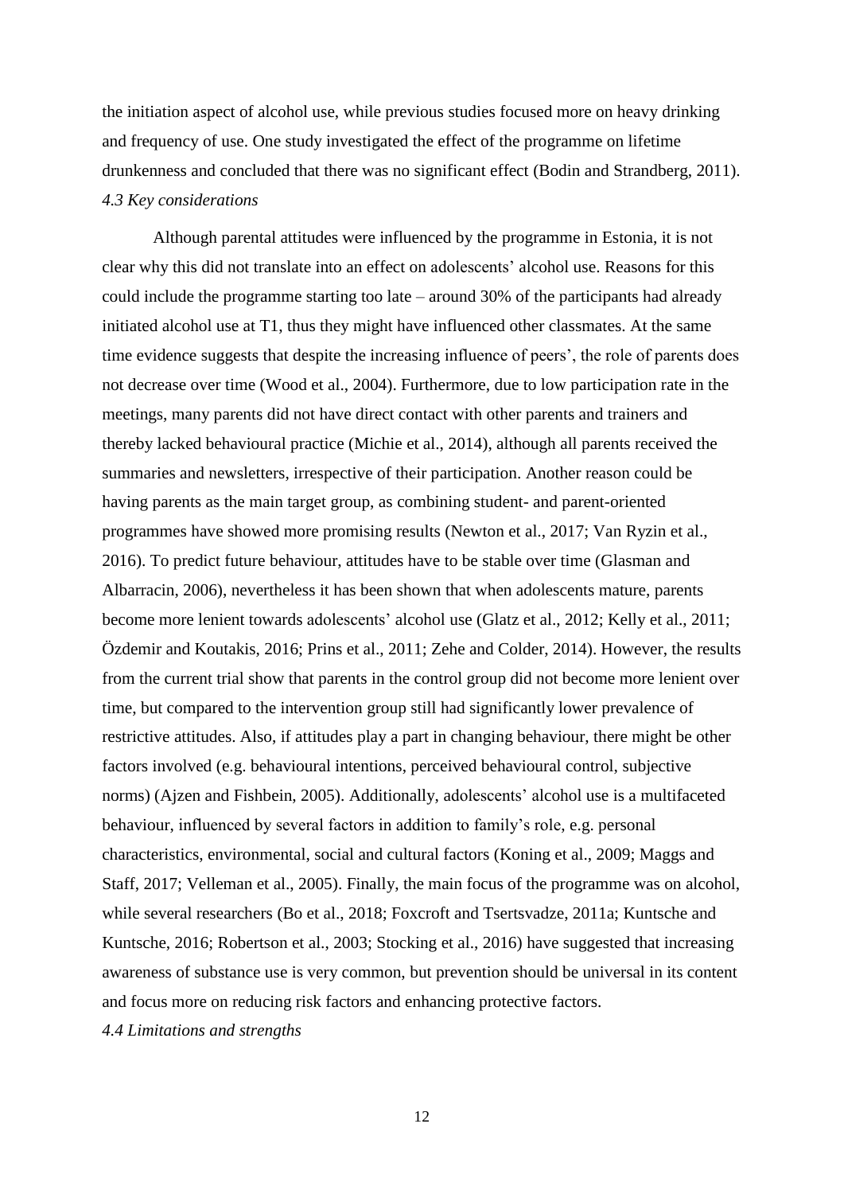the initiation aspect of alcohol use, while previous studies focused more on heavy drinking and frequency of use. One study investigated the effect of the programme on lifetime drunkenness and concluded that there was no significant effect (Bodin and Strandberg, 2011).

### *4.3 Key considerations*

Although parental attitudes were influenced by the programme in Estonia, it is not clear why this did not translate into an effect on adolescents' alcohol use. Reasons for this could include the programme starting too late – around 30% of the participants had already initiated alcohol use at T1, thus they might have influenced other classmates. At the same time evidence suggests that despite the increasing influence of peers', the role of parents does not decrease over time (Wood et al., 2004). Furthermore, due to low participation rate in the meetings, many parents did not have direct contact with other parents and trainers and thereby lacked behavioural practice (Michie et al., 2014), although all parents received the summaries and newsletters, irrespective of their participation. Another reason could be having parents as the main target group, as combining student- and parent-oriented programmes have showed more promising results (Newton et al., 2017; Van Ryzin et al., 2016). To predict future behaviour, attitudes have to be stable over time (Glasman and Albarracin, 2006), nevertheless it has been shown that when adolescents mature, parents become more lenient towards adolescents' alcohol use (Glatz et al., 2012; Kelly et al., 2011; Özdemir and Koutakis, 2016; Prins et al., 2011; Zehe and Colder, 2014). However, the results from the current trial show that parents in the control group did not become more lenient over time, but compared to the intervention group still had significantly lower prevalence of restrictive attitudes. Also, if attitudes play a part in changing behaviour, there might be other factors involved (e.g. behavioural intentions, perceived behavioural control, subjective norms) (Ajzen and Fishbein, 2005). Additionally, adolescents' alcohol use is a multifaceted behaviour, influenced by several factors in addition to family's role, e.g. personal characteristics, environmental, social and cultural factors (Koning et al., 2009; Maggs and Staff, 2017; Velleman et al., 2005). Finally, the main focus of the programme was on alcohol, while several researchers (Bo et al., 2018; Foxcroft and Tsertsvadze, 2011a; Kuntsche and Kuntsche, 2016; Robertson et al., 2003; Stocking et al., 2016) have suggested that increasing awareness of substance use is very common, but prevention should be universal in its content and focus more on reducing risk factors and enhancing protective factors.

### *4.4 Limitations and strengths*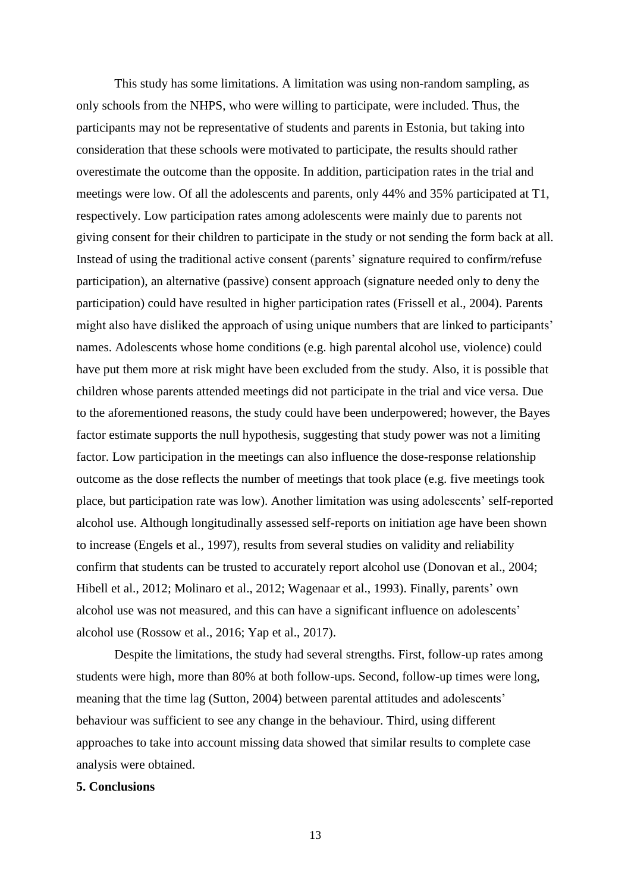This study has some limitations. A limitation was using non-random sampling, as only schools from the NHPS, who were willing to participate, were included. Thus, the participants may not be representative of students and parents in Estonia, but taking into consideration that these schools were motivated to participate, the results should rather overestimate the outcome than the opposite. In addition, participation rates in the trial and meetings were low. Of all the adolescents and parents, only 44% and 35% participated at T1, respectively. Low participation rates among adolescents were mainly due to parents not giving consent for their children to participate in the study or not sending the form back at all. Instead of using the traditional active consent (parents' signature required to confirm/refuse participation), an alternative (passive) consent approach (signature needed only to deny the participation) could have resulted in higher participation rates (Frissell et al., 2004). Parents might also have disliked the approach of using unique numbers that are linked to participants' names. Adolescents whose home conditions (e.g. high parental alcohol use, violence) could have put them more at risk might have been excluded from the study. Also, it is possible that children whose parents attended meetings did not participate in the trial and vice versa. Due to the aforementioned reasons, the study could have been underpowered; however, the Bayes factor estimate supports the null hypothesis, suggesting that study power was not a limiting factor. Low participation in the meetings can also influence the dose-response relationship outcome as the dose reflects the number of meetings that took place (e.g. five meetings took place, but participation rate was low). Another limitation was using adolescents' self-reported alcohol use. Although longitudinally assessed self-reports on initiation age have been shown to increase (Engels et al., 1997), results from several studies on validity and reliability confirm that students can be trusted to accurately report alcohol use (Donovan et al., 2004; Hibell et al., 2012; Molinaro et al., 2012; Wagenaar et al., 1993). Finally, parents' own alcohol use was not measured, and this can have a significant influence on adolescents' alcohol use (Rossow et al., 2016; Yap et al., 2017).

Despite the limitations, the study had several strengths. First, follow-up rates among students were high, more than 80% at both follow-ups. Second, follow-up times were long, meaning that the time lag (Sutton, 2004) between parental attitudes and adolescents' behaviour was sufficient to see any change in the behaviour. Third, using different approaches to take into account missing data showed that similar results to complete case analysis were obtained.

## 5. Conclusions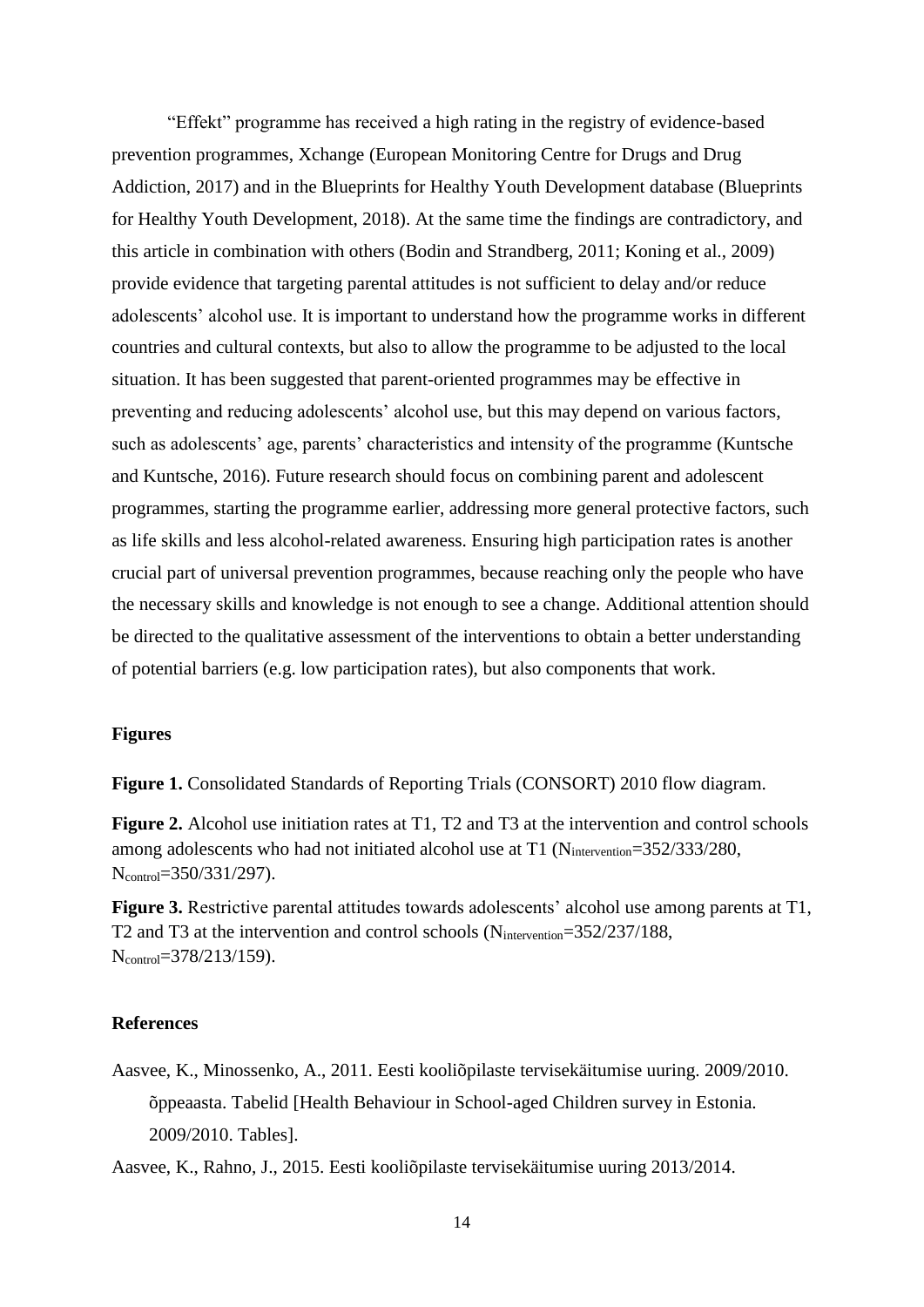"Effekt" programme has received a high rating in the registry of evidence-based prevention programmes, Xchange (European Monitoring Centre for Drugs and Drug Addiction, 2017) and in the Blueprints for Healthy Youth Development database (Blueprints for Healthy Youth Development, 2018). At the same time the findings are contradictory, and this article in combination with others (Bodin and Strandberg, 2011; Koning et al., 2009) provide evidence that targeting parental attitudes is not sufficient to delay and/or reduce adolescents' alcohol use. It is important to understand how the programme works in different countries and cultural contexts, but also to allow the programme to be adjusted to the local situation. It has been suggested that parent-oriented programmes may be effective in preventing and reducing adolescents' alcohol use, but this may depend on various factors, such as adolescents' age, parents' characteristics and intensity of the programme (Kuntsche and Kuntsche, 2016). Future research should focus on combining parent and adolescent programmes, starting the programme earlier, addressing more general protective factors, such as life skills and less alcohol-related awareness. Ensuring high participation rates is another crucial part of universal prevention programmes, because reaching only the people who have the necessary skills and knowledge is not enough to see a change. Additional attention should be directed to the qualitative assessment of the interventions to obtain a better understanding of potential barriers (e.g. low participation rates), but also components that work.

## Figures

**Figure 1.** Consolidated Standards of Reporting Trials (CONSORT) 2010 flow diagram.

**Figure 2.** Alcohol use initiation rates at T1, T2 and T3 at the intervention and control schools among adolescents who had not initiated alcohol use at T1 ($N_{intervention}$=352/333/280, $N_{control}$=350/331/297).

**Figure 3.** Restrictive parental attitudes towards adolescents' alcohol use among parents at T1, T2 and T3 at the intervention and control schools ($N_{intervention}$=352/237/188, $N_{control}$=378/213/159).

## References

Aasvee, K., Minossenko, A., 2011. Eesti kooliõpilaste tervisekäitumise uuring. 2009/2010. õppeaasta. Tabelid [Health Behaviour in School-aged Children survey in Estonia. 2009/2010. Tables].

Aasvee, K., Rahno, J., 2015. Eesti kooliõpilaste tervisekäitumise uuring 2013/2014.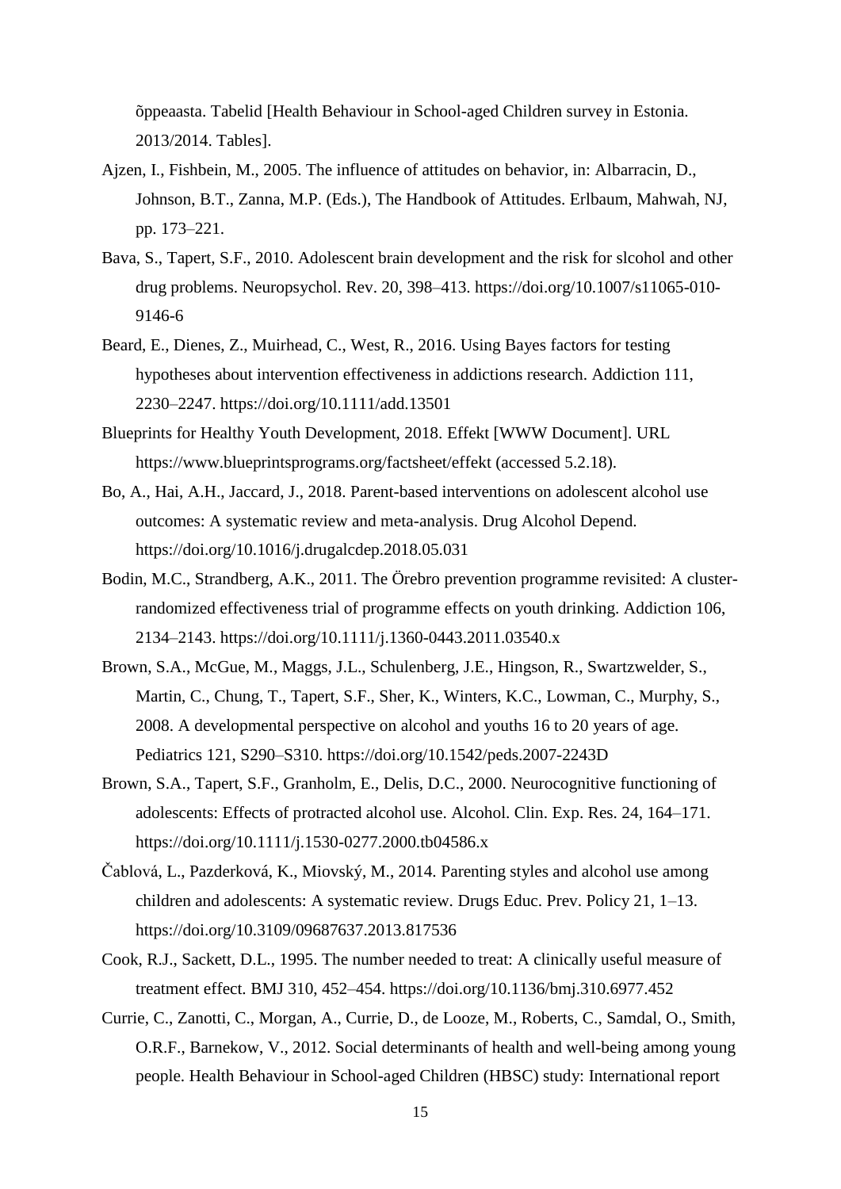õppeaasta. Tabelid [Health Behaviour in School-aged Children survey in Estonia. 2013/2014. Tables].

Ajzen, I., Fishbein, M., 2005. The influence of attitudes on behavior, in: Albarracin, D., Johnson, B.T., Zanna, M.P. (Eds.), The Handbook of Attitudes. Erlbaum, Mahwah, NJ, pp. 173–221.

Bava, S., Tapert, S.F., 2010. Adolescent brain development and the risk for slcohol and other drug problems. Neuropsychol. Rev. 20, 398–413. https://doi.org/10.1007/s11065-010-9146-6

Beard, E., Dienes, Z., Muirhead, C., West, R., 2016. Using Bayes factors for testing hypotheses about intervention effectiveness in addictions research. Addiction 111, 2230–2247. https://doi.org/10.1111/add.13501

Blueprints for Healthy Youth Development, 2018. Effekt [WWW Document]. URL https://www.blueprintsprograms.org/factsheet/effekt (accessed 5.2.18).

Bo, A., Hai, A.H., Jaccard, J., 2018. Parent-based interventions on adolescent alcohol use outcomes: A systematic review and meta-analysis. Drug Alcohol Depend. https://doi.org/10.1016/j.drugalcdep.2018.05.031

Bodin, M.C., Strandberg, A.K., 2011. The Örebro prevention programme revisited: A cluster-randomized effectiveness trial of programme effects on youth drinking. Addiction 106, 2134–2143. https://doi.org/10.1111/j.1360-0443.2011.03540.x

Brown, S.A., McGue, M., Maggs, J.L., Schulenberg, J.E., Hingson, R., Swartzwelder, S., Martin, C., Chung, T., Tapert, S.F., Sher, K., Winters, K.C., Lowman, C., Murphy, S., 2008. A developmental perspective on alcohol and youths 16 to 20 years of age. Pediatrics 121, S290–S310. https://doi.org/10.1542/peds.2007-2243D

Brown, S.A., Tapert, S.F., Granholm, E., Delis, D.C., 2000. Neurocognitive functioning of adolescents: Effects of protracted alcohol use. Alcohol. Clin. Exp. Res. 24, 164–171. https://doi.org/10.1111/j.1530-0277.2000.tb04586.x

Čablová, L., Pazderková, K., Miovský, M., 2014. Parenting styles and alcohol use among children and adolescents: A systematic review. Drugs Educ. Prev. Policy 21, 1–13. https://doi.org/10.3109/09687637.2013.817536

Cook, R.J., Sackett, D.L., 1995. The number needed to treat: A clinically useful measure of treatment effect. BMJ 310, 452–454. https://doi.org/10.1136/bmj.310.6977.452

Currie, C., Zanotti, C., Morgan, A., Currie, D., de Looze, M., Roberts, C., Samdal, O., Smith, O.R.F., Barnekow, V., 2012. Social determinants of health and well-being among young people. Health Behaviour in School-aged Children (HBSC) study: International report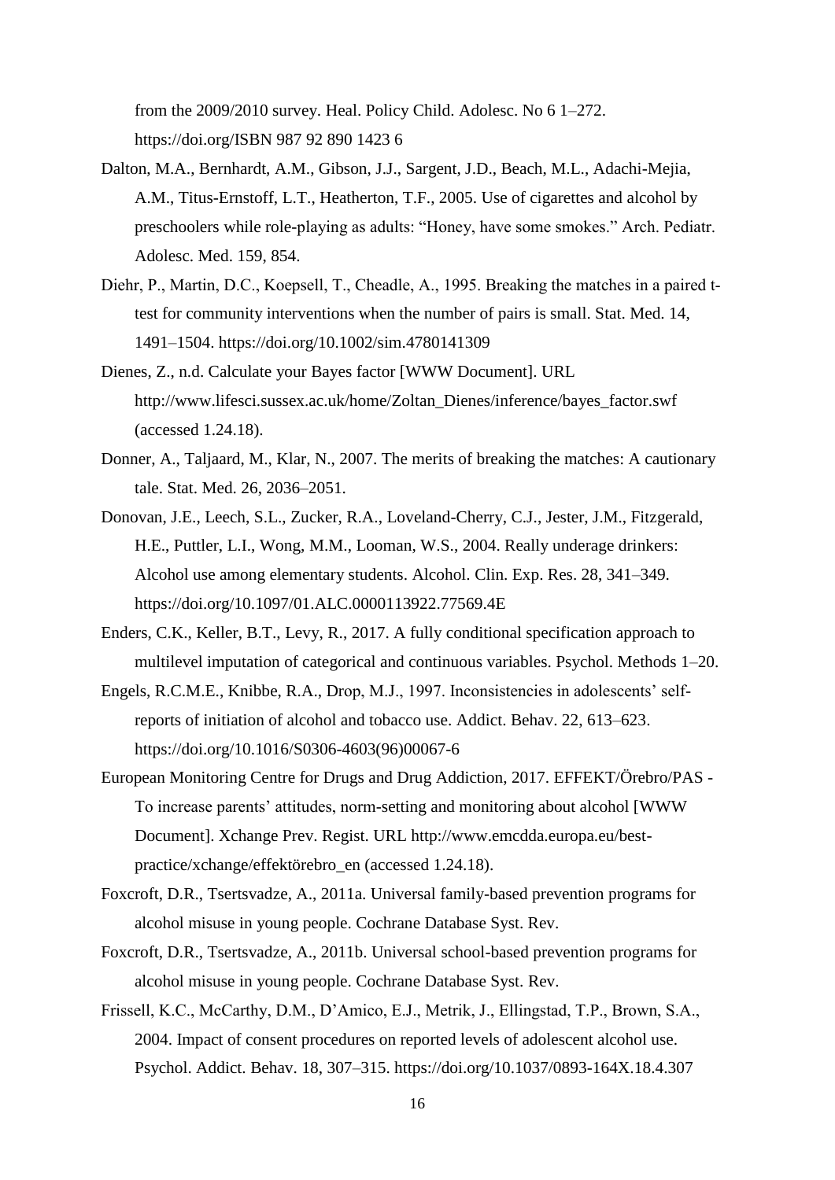from the 2009/2010 survey. Heal. Policy Child. Adolesc. No 6 1–272. https://doi.org/ISBN 987 92 890 1423 6

Dalton, M.A., Bernhardt, A.M., Gibson, J.J., Sargent, J.D., Beach, M.L., Adachi-Mejia, A.M., Titus-Ernstoff, L.T., Heatherton, T.F., 2005. Use of cigarettes and alcohol by preschoolers while role-playing as adults: "Honey, have some smokes." Arch. Pediatr. Adolesc. Med. 159, 854.

Diehr, P., Martin, D.C., Koepsell, T., Cheadle, A., 1995. Breaking the matches in a paired t-test for community interventions when the number of pairs is small. Stat. Med. 14, 1491–1504. https://doi.org/10.1002/sim.4780141309

Dienes, Z., n.d. Calculate your Bayes factor [WWW Document]. URL http://www.lifesci.sussex.ac.uk/home/Zoltan_Dienes/inference/bayes_factor.swf (accessed 1.24.18).

Donner, A., Taljaard, M., Klar, N., 2007. The merits of breaking the matches: A cautionary tale. Stat. Med. 26, 2036–2051.

Donovan, J.E., Leech, S.L., Zucker, R.A., Loveland-Cherry, C.J., Jester, J.M., Fitzgerald, H.E., Puttler, L.I., Wong, M.M., Looman, W.S., 2004. Really underage drinkers: Alcohol use among elementary students. Alcohol. Clin. Exp. Res. 28, 341–349. https://doi.org/10.1097/01.ALC.0000113922.77569.4E

Enders, C.K., Keller, B.T., Levy, R., 2017. A fully conditional specification approach to multilevel imputation of categorical and continuous variables. Psychol. Methods 1–20.

Engels, R.C.M.E., Knibbe, R.A., Drop, M.J., 1997. Inconsistencies in adolescents' self-reports of initiation of alcohol and tobacco use. Addict. Behav. 22, 613–623. https://doi.org/10.1016/S0306-4603(96)00067-6

European Monitoring Centre for Drugs and Drug Addiction, 2017. EFFEKT/Örebro/PAS - To increase parents' attitudes, norm-setting and monitoring about alcohol [WWW Document]. Xchange Prev. Regist. URL http://www.emcdda.europa.eu/best-practice/xchange/effektörebro_en (accessed 1.24.18).

Foxcroft, D.R., Tsertsvadze, A., 2011a. Universal family-based prevention programs for alcohol misuse in young people. Cochrane Database Syst. Rev.

Foxcroft, D.R., Tsertsvadze, A., 2011b. Universal school-based prevention programs for alcohol misuse in young people. Cochrane Database Syst. Rev.

Frissell, K.C., McCarthy, D.M., D'Amico, E.J., Metrik, J., Ellingstad, T.P., Brown, S.A., 2004. Impact of consent procedures on reported levels of adolescent alcohol use. Psychol. Addict. Behav. 18, 307–315. https://doi.org/10.1037/0893-164X.18.4.307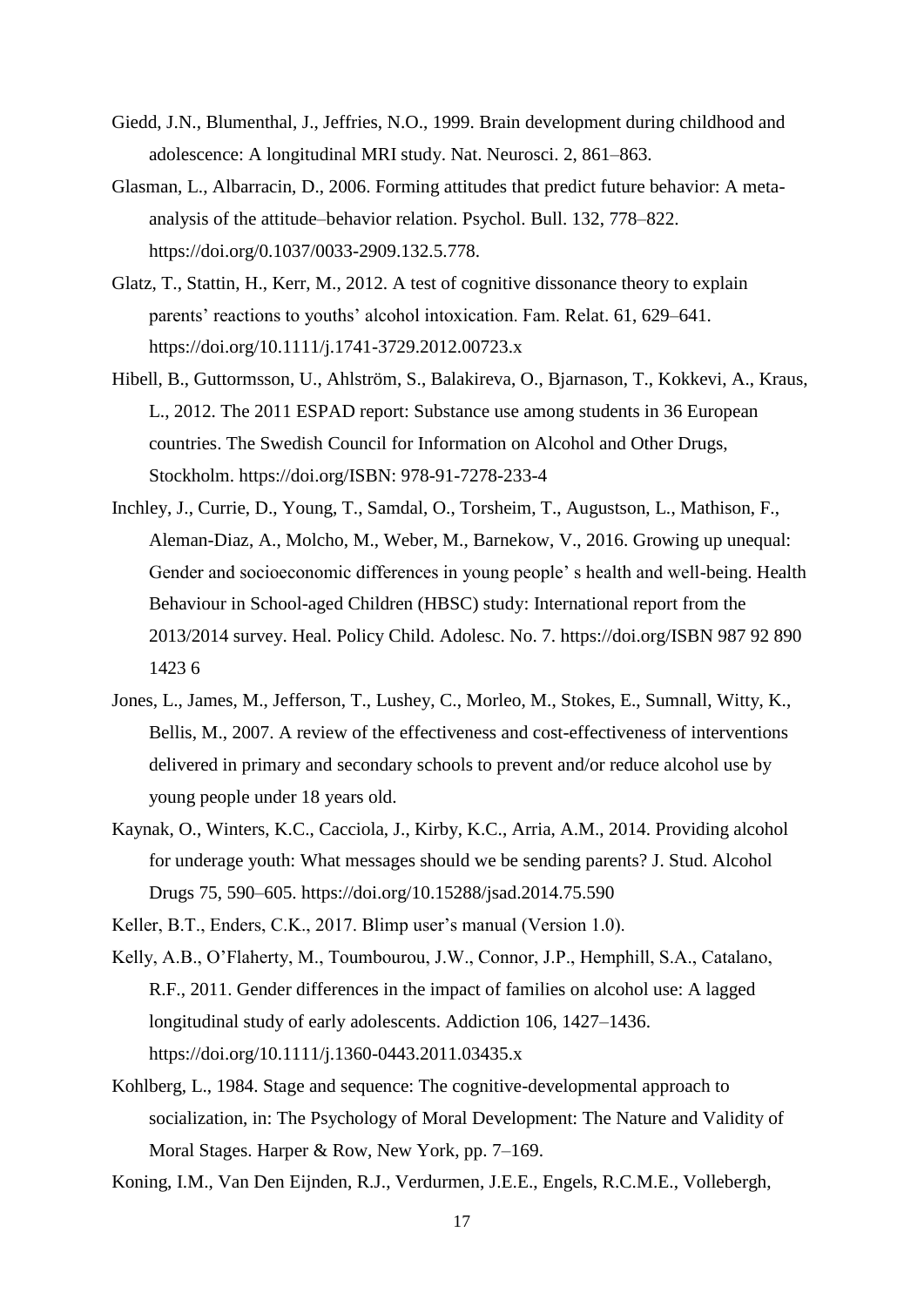Giedd, J.N., Blumenthal, J., Jeffries, N.O., 1999. Brain development during childhood and adolescence: A longitudinal MRI study. Nat. Neurosci. 2, 861–863.

Glasman, L., Albarracin, D., 2006. Forming attitudes that predict future behavior: A meta-analysis of the attitude–behavior relation. Psychol. Bull. 132, 778–822. https://doi.org/0.1037/0033-2909.132.5.778.

Glatz, T., Stattin, H., Kerr, M., 2012. A test of cognitive dissonance theory to explain parents' reactions to youths' alcohol intoxication. Fam. Relat. 61, 629–641. https://doi.org/10.1111/j.1741-3729.2012.00723.x

Hibell, B., Guttormsson, U., Ahlström, S., Balakireva, O., Bjarnason, T., Kokkevi, A., Kraus, L., 2012. The 2011 ESPAD report: Substance use among students in 36 European countries. The Swedish Council for Information on Alcohol and Other Drugs, Stockholm. https://doi.org/ISBN: 978-91-7278-233-4

Inchley, J., Currie, D., Young, T., Samdal, O., Torsheim, T., Augustson, L., Mathison, F., Aleman-Diaz, A., Molcho, M., Weber, M., Barnekow, V., 2016. Growing up unequal: Gender and socioeconomic differences in young people' s health and well-being. Health Behaviour in School-aged Children (HBSC) study: International report from the 2013/2014 survey. Heal. Policy Child. Adolesc. No. 7. https://doi.org/ISBN 987 92 890 1423 6

Jones, L., James, M., Jefferson, T., Lushey, C., Morleo, M., Stokes, E., Sumnall, Witty, K., Bellis, M., 2007. A review of the effectiveness and cost-effectiveness of interventions delivered in primary and secondary schools to prevent and/or reduce alcohol use by young people under 18 years old.

Kaynak, O., Winters, K.C., Cacciola, J., Kirby, K.C., Arria, A.M., 2014. Providing alcohol for underage youth: What messages should we be sending parents? J. Stud. Alcohol Drugs 75, 590–605. https://doi.org/10.15288/jsad.2014.75.590

Keller, B.T., Enders, C.K., 2017. Blimp user's manual (Version 1.0).

Kelly, A.B., O'Flaherty, M., Toumbourou, J.W., Connor, J.P., Hemphill, S.A., Catalano, R.F., 2011. Gender differences in the impact of families on alcohol use: A lagged longitudinal study of early adolescents. Addiction 106, 1427–1436. https://doi.org/10.1111/j.1360-0443.2011.03435.x

Kohlberg, L., 1984. Stage and sequence: The cognitive-developmental approach to socialization, in: The Psychology of Moral Development: The Nature and Validity of Moral Stages. Harper & Row, New York, pp. 7–169.

Koning, I.M., Van Den Eijnden, R.J., Verdurmen, J.E.E., Engels, R.C.M.E., Vollebergh,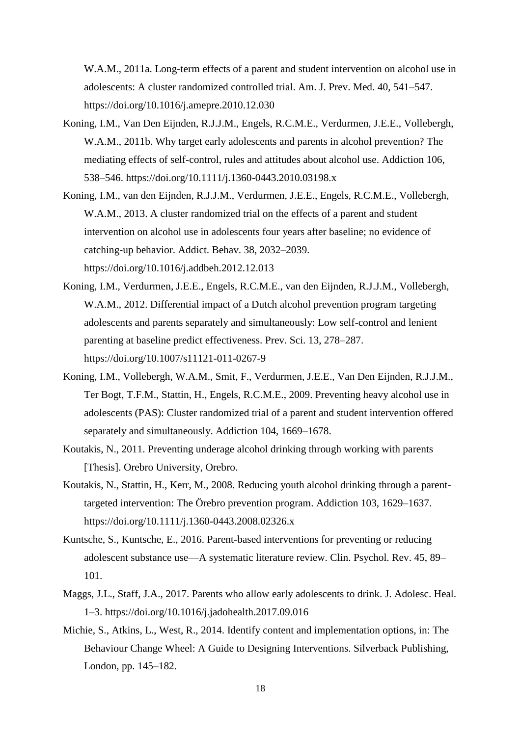W.A.M., 2011a. Long-term effects of a parent and student intervention on alcohol use in adolescents: A cluster randomized controlled trial. Am. J. Prev. Med. 40, 541–547. https://doi.org/10.1016/j.amepre.2010.12.030

Koning, I.M., Van Den Eijnden, R.J.J.M., Engels, R.C.M.E., Verdurmen, J.E.E., Vollebergh, W.A.M., 2011b. Why target early adolescents and parents in alcohol prevention? The mediating effects of self-control, rules and attitudes about alcohol use. Addiction 106, 538–546. https://doi.org/10.1111/j.1360-0443.2010.03198.x

Koning, I.M., van den Eijnden, R.J.J.M., Verdurmen, J.E.E., Engels, R.C.M.E., Vollebergh, W.A.M., 2013. A cluster randomized trial on the effects of a parent and student intervention on alcohol use in adolescents four years after baseline; no evidence of catching-up behavior. Addict. Behav. 38, 2032–2039. https://doi.org/10.1016/j.addbeh.2012.12.013

Koning, I.M., Verdurmen, J.E.E., Engels, R.C.M.E., van den Eijnden, R.J.J.M., Vollebergh, W.A.M., 2012. Differential impact of a Dutch alcohol prevention program targeting adolescents and parents separately and simultaneously: Low self-control and lenient parenting at baseline predict effectiveness. Prev. Sci. 13, 278–287. https://doi.org/10.1007/s11121-011-0267-9

Koning, I.M., Vollebergh, W.A.M., Smit, F., Verdurmen, J.E.E., Van Den Eijnden, R.J.J.M., Ter Bogt, T.F.M., Stattin, H., Engels, R.C.M.E., 2009. Preventing heavy alcohol use in adolescents (PAS): Cluster randomized trial of a parent and student intervention offered separately and simultaneously. Addiction 104, 1669–1678.

Koutakis, N., 2011. Preventing underage alcohol drinking through working with parents [Thesis]. Orebro University, Orebro.

Koutakis, N., Stattin, H., Kerr, M., 2008. Reducing youth alcohol drinking through a parent-targeted intervention: The Örebro prevention program. Addiction 103, 1629–1637. https://doi.org/10.1111/j.1360-0443.2008.02326.x

Kuntsche, S., Kuntsche, E., 2016. Parent-based interventions for preventing or reducing adolescent substance use—A systematic literature review. Clin. Psychol. Rev. 45, 89–101.

Maggs, J.L., Staff, J.A., 2017. Parents who allow early adolescents to drink. J. Adolesc. Heal. 1–3. https://doi.org/10.1016/j.jadohealth.2017.09.016

Michie, S., Atkins, L., West, R., 2014. Identify content and implementation options, in: The Behaviour Change Wheel: A Guide to Designing Interventions. Silverback Publishing, London, pp. 145–182.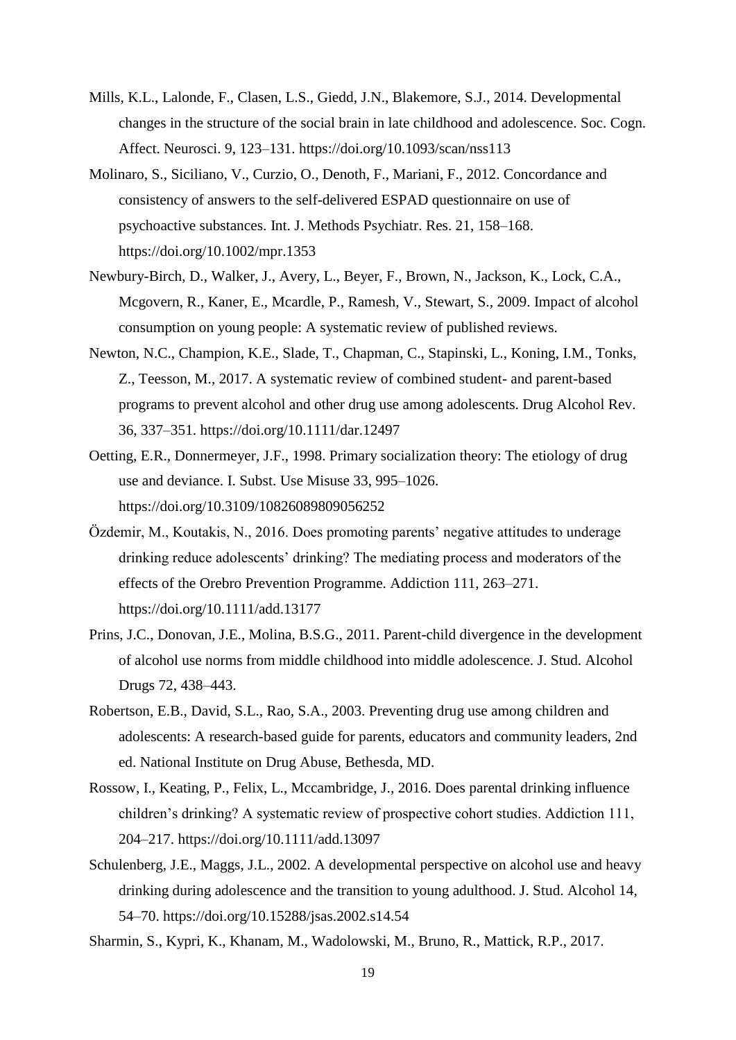Mills, K.L., Lalonde, F., Clasen, L.S., Giedd, J.N., Blakemore, S.J., 2014. Developmental changes in the structure of the social brain in late childhood and adolescence. Soc. Cogn. Affect. Neurosci. 9, 123–131. https://doi.org/10.1093/scan/nss113

Molinaro, S., Siciliano, V., Curzio, O., Denoth, F., Mariani, F., 2012. Concordance and consistency of answers to the self-delivered ESPAD questionnaire on use of psychoactive substances. Int. J. Methods Psychiatr. Res. 21, 158–168. https://doi.org/10.1002/mpr.1353

Newbury-Birch, D., Walker, J., Avery, L., Beyer, F., Brown, N., Jackson, K., Lock, C.A., Mcgovern, R., Kaner, E., Mcardle, P., Ramesh, V., Stewart, S., 2009. Impact of alcohol consumption on young people: A systematic review of published reviews.

Newton, N.C., Champion, K.E., Slade, T., Chapman, C., Stapinski, L., Koning, I.M., Tonks, Z., Teesson, M., 2017. A systematic review of combined student- and parent-based programs to prevent alcohol and other drug use among adolescents. Drug Alcohol Rev. 36, 337–351. https://doi.org/10.1111/dar.12497

Oetting, E.R., Donnermeyer, J.F., 1998. Primary socialization theory: The etiology of drug use and deviance. I. Subst. Use Misuse 33, 995–1026. https://doi.org/10.3109/10826089809056252

Özdemir, M., Koutakis, N., 2016. Does promoting parents' negative attitudes to underage drinking reduce adolescents' drinking? The mediating process and moderators of the effects of the Orebro Prevention Programme. Addiction 111, 263–271. https://doi.org/10.1111/add.13177

Prins, J.C., Donovan, J.E., Molina, B.S.G., 2011. Parent-child divergence in the development of alcohol use norms from middle childhood into middle adolescence. J. Stud. Alcohol Drugs 72, 438–443.

Robertson, E.B., David, S.L., Rao, S.A., 2003. Preventing drug use among children and adolescents: A research-based guide for parents, educators and community leaders, 2nd ed. National Institute on Drug Abuse, Bethesda, MD.

Rossow, I., Keating, P., Felix, L., Mccambridge, J., 2016. Does parental drinking influence children's drinking? A systematic review of prospective cohort studies. Addiction 111, 204–217. https://doi.org/10.1111/add.13097

Schulenberg, J.E., Maggs, J.L., 2002. A developmental perspective on alcohol use and heavy drinking during adolescence and the transition to young adulthood. J. Stud. Alcohol 14, 54–70. https://doi.org/10.15288/jsas.2002.s14.54

Sharmin, S., Kypri, K., Khanam, M., Wadolowski, M., Bruno, R., Mattick, R.P., 2017.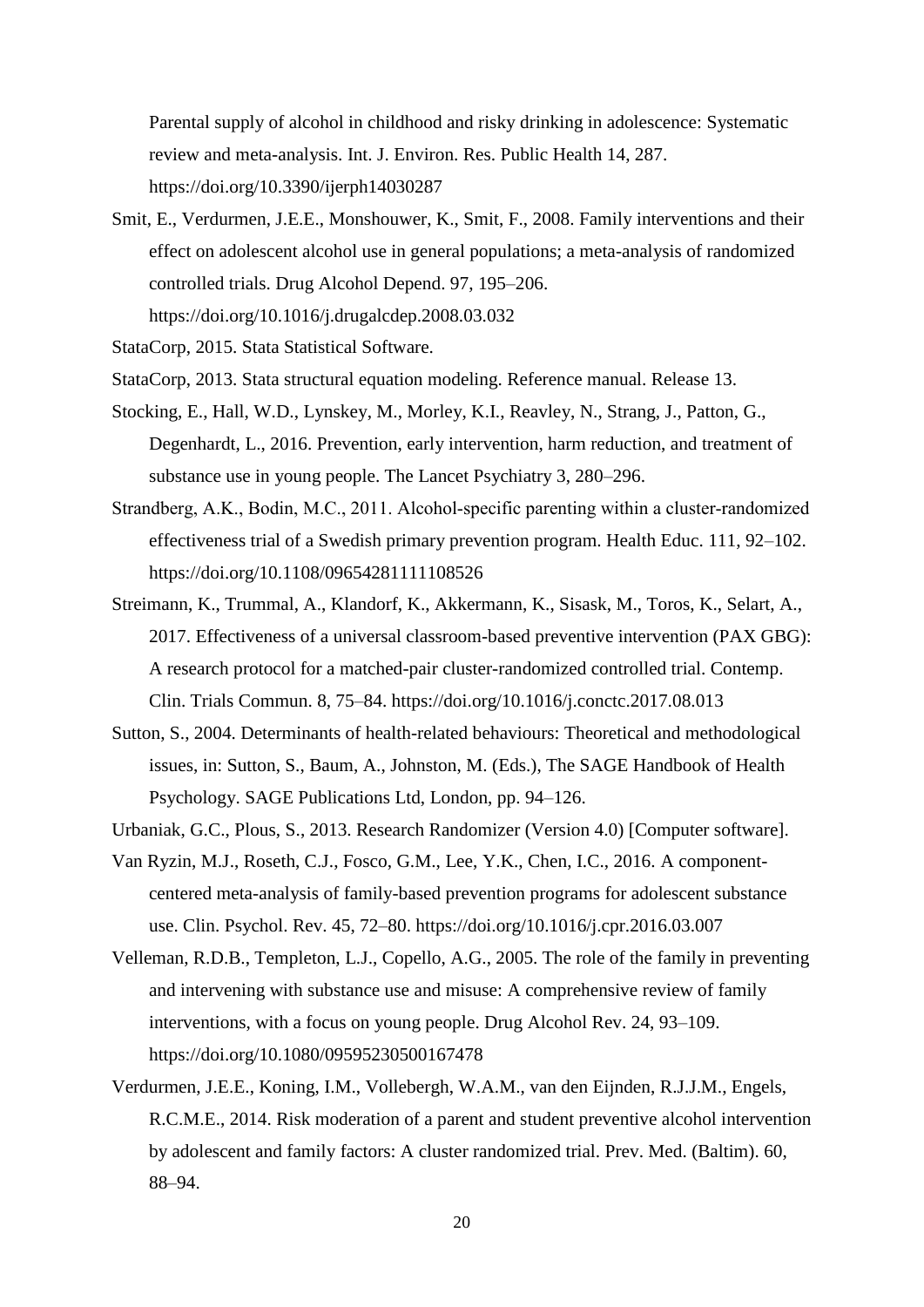Parental supply of alcohol in childhood and risky drinking in adolescence: Systematic review and meta-analysis. Int. J. Environ. Res. Public Health 14, 287. https://doi.org/10.3390/ijerph14030287

Smit, E., Verdurmen, J.E.E., Monshouwer, K., Smit, F., 2008. Family interventions and their effect on adolescent alcohol use in general populations; a meta-analysis of randomized controlled trials. Drug Alcohol Depend. 97, 195–206. https://doi.org/10.1016/j.drugalcdep.2008.03.032

StataCorp, 2015. Stata Statistical Software.

StataCorp, 2013. Stata structural equation modeling. Reference manual. Release 13.

Stocking, E., Hall, W.D., Lynskey, M., Morley, K.I., Reavley, N., Strang, J., Patton, G., Degenhardt, L., 2016. Prevention, early intervention, harm reduction, and treatment of substance use in young people. The Lancet Psychiatry 3, 280–296.

Strandberg, A.K., Bodin, M.C., 2011. Alcohol-specific parenting within a cluster-randomized effectiveness trial of a Swedish primary prevention program. Health Educ. 111, 92–102. https://doi.org/10.1108/09654281111108526

Streimann, K., Trummal, A., Klandorf, K., Akkermann, K., Sisask, M., Toros, K., Selart, A., 2017. Effectiveness of a universal classroom-based preventive intervention (PAX GBG): A research protocol for a matched-pair cluster-randomized controlled trial. Contemp. Clin. Trials Commun. 8, 75–84. https://doi.org/10.1016/j.conctc.2017.08.013

Sutton, S., 2004. Determinants of health-related behaviours: Theoretical and methodological issues, in: Sutton, S., Baum, A., Johnston, M. (Eds.), The SAGE Handbook of Health Psychology. SAGE Publications Ltd, London, pp. 94–126.

Urbaniak, G.C., Plous, S., 2013. Research Randomizer (Version 4.0) [Computer software].

Van Ryzin, M.J., Roseth, C.J., Fosco, G.M., Lee, Y.K., Chen, I.C., 2016. A component-centered meta-analysis of family-based prevention programs for adolescent substance use. Clin. Psychol. Rev. 45, 72–80. https://doi.org/10.1016/j.cpr.2016.03.007

Velleman, R.D.B., Templeton, L.J., Copello, A.G., 2005. The role of the family in preventing and intervening with substance use and misuse: A comprehensive review of family interventions, with a focus on young people. Drug Alcohol Rev. 24, 93–109. https://doi.org/10.1080/09595230500167478

Verdurmen, J.E.E., Koning, I.M., Vollebergh, W.A.M., van den Eijnden, R.J.J.M., Engels, R.C.M.E., 2014. Risk moderation of a parent and student preventive alcohol intervention by adolescent and family factors: A cluster randomized trial. Prev. Med. (Baltim). 60, 88–94.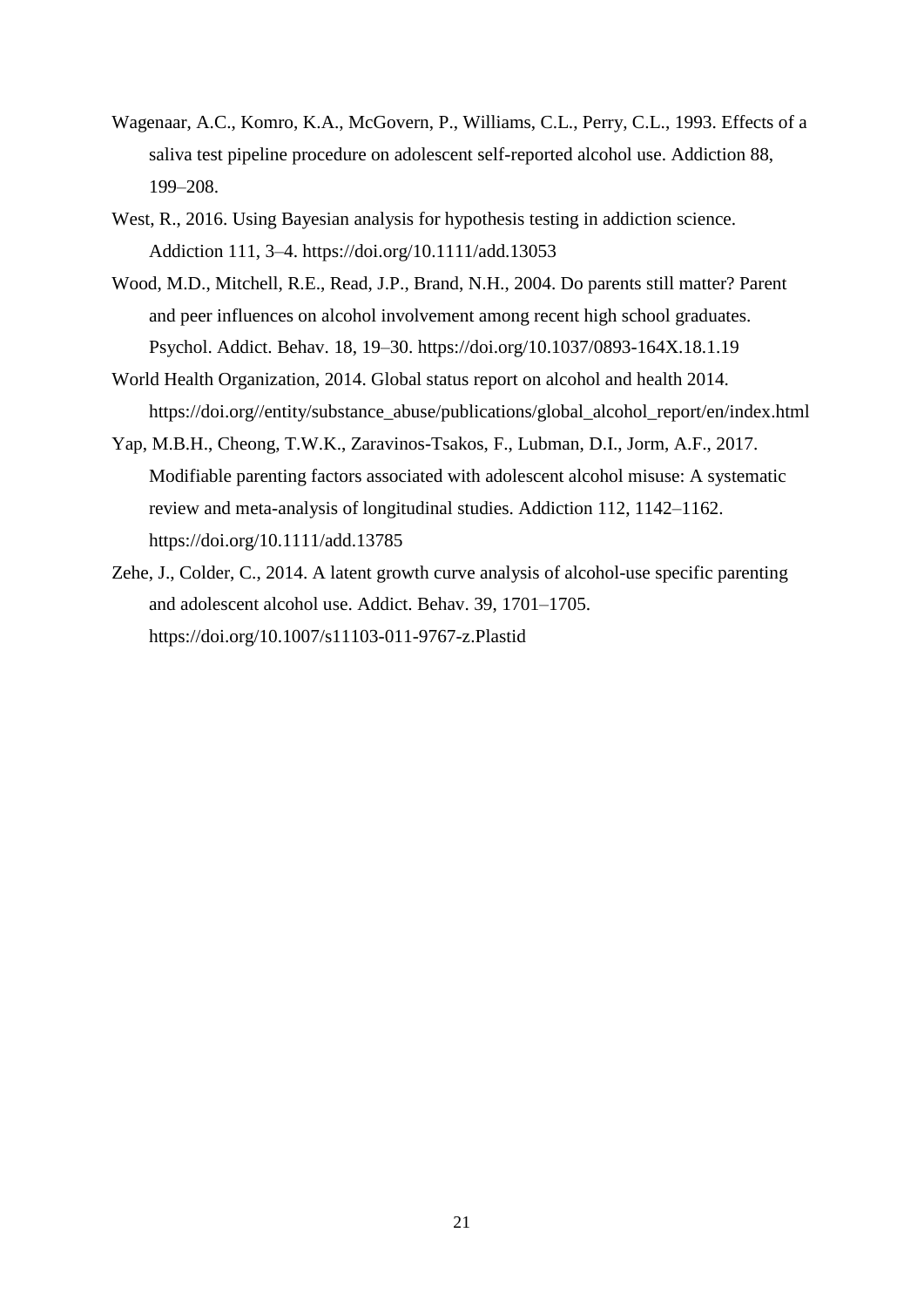Wagenaar, A.C., Komro, K.A., McGovern, P., Williams, C.L., Perry, C.L., 1993. Effects of a saliva test pipeline procedure on adolescent self-reported alcohol use. Addiction 88, 199–208.

West, R., 2016. Using Bayesian analysis for hypothesis testing in addiction science. Addiction 111, 3–4. https://doi.org/10.1111/add.13053

Wood, M.D., Mitchell, R.E., Read, J.P., Brand, N.H., 2004. Do parents still matter? Parent and peer influences on alcohol involvement among recent high school graduates. Psychol. Addict. Behav. 18, 19–30. https://doi.org/10.1037/0893-164X.18.1.19

World Health Organization, 2014. Global status report on alcohol and health 2014. https://doi.org//entity/substance_abuse/publications/global_alcohol_report/en/index.html

Yap, M.B.H., Cheong, T.W.K., Zaravinos-Tsakos, F., Lubman, D.I., Jorm, A.F., 2017. Modifiable parenting factors associated with adolescent alcohol misuse: A systematic review and meta-analysis of longitudinal studies. Addiction 112, 1142–1162. https://doi.org/10.1111/add.13785

Zehe, J., Colder, C., 2014. A latent growth curve analysis of alcohol-use specific parenting and adolescent alcohol use. Addict. Behav. 39, 1701–1705. https://doi.org/10.1007/s11103-011-9767-z.Plastid